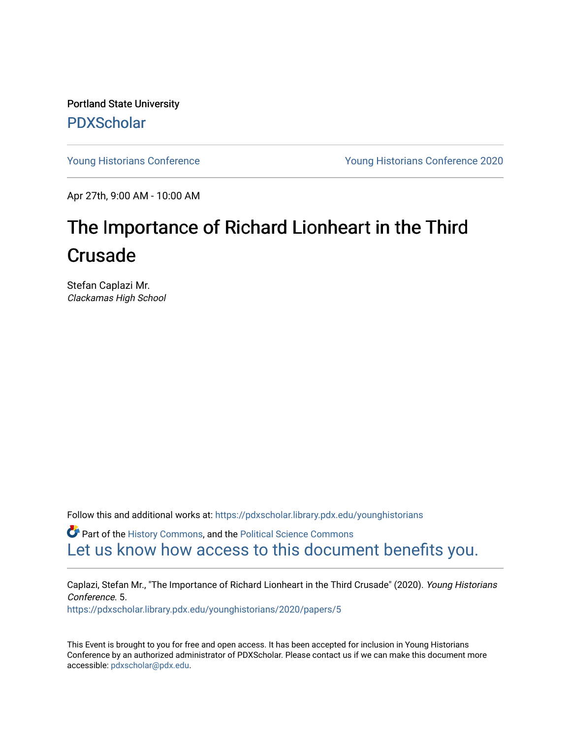Portland State University

PDXScholar

Young Historians Conference | Young Historians Conference 2020

Apr 27th, 9:00 AM - 10:00 AM

# The Importance of Richard Lionheart in the Third Crusade

Stefan Caplazi Mr.
*Clackamas High School*

Follow this and additional works at: https://pdxscholar.library.pdx.edu/younghistorians

Part of the History Commons, and the Political Science Commons

Let us know how access to this document benefits you.

Caplazi, Stefan Mr., "The Importance of Richard Lionheart in the Third Crusade" (2020). *Young Historians Conference*. 5.
https://pdxscholar.library.pdx.edu/younghistorians/2020/papers/5

This Event is brought to you for free and open access. It has been accepted for inclusion in Young Historians Conference by an authorized administrator of PDXScholar. Please contact us if we can make this document more accessible: pdxscholar@pdx.edu.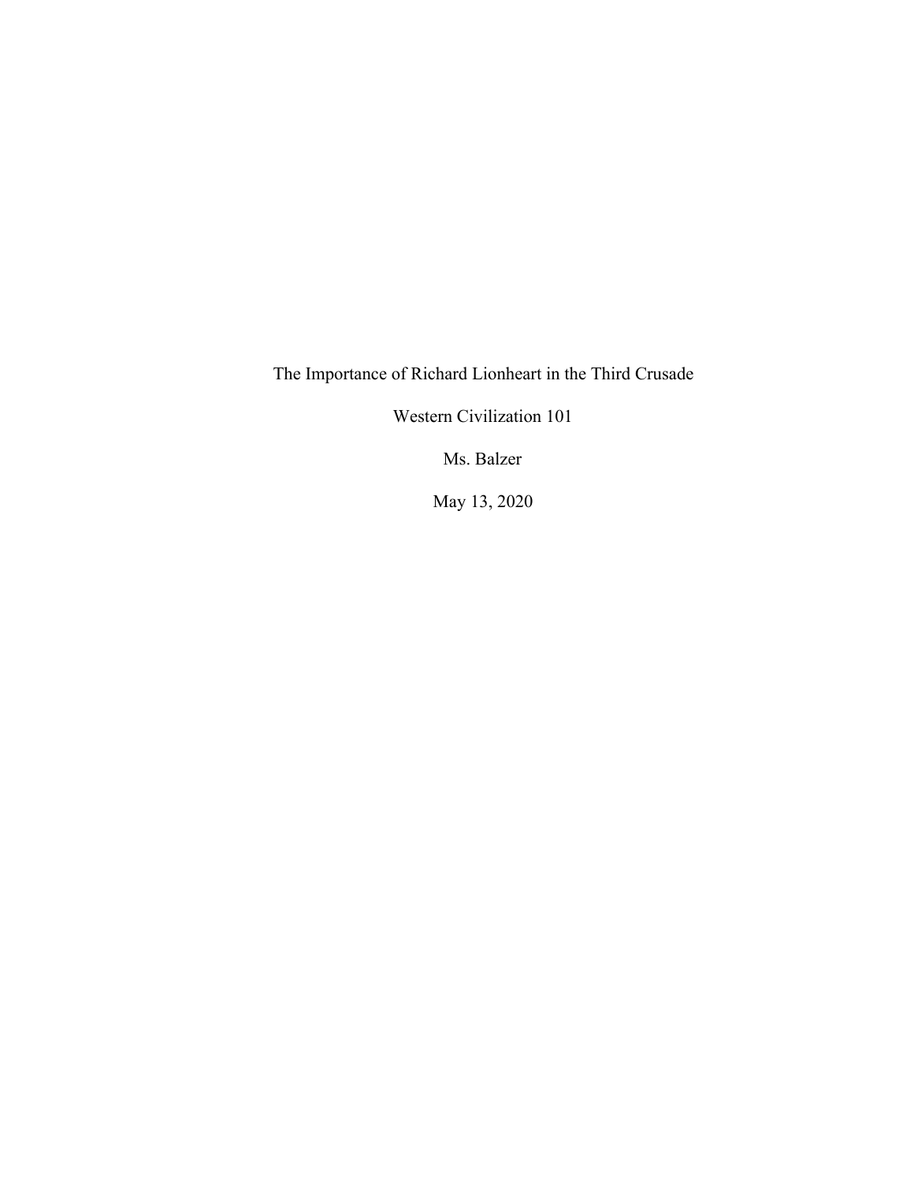The Importance of Richard Lionheart in the Third Crusade

Western Civilization 101

Ms. Balzer

May 13, 2020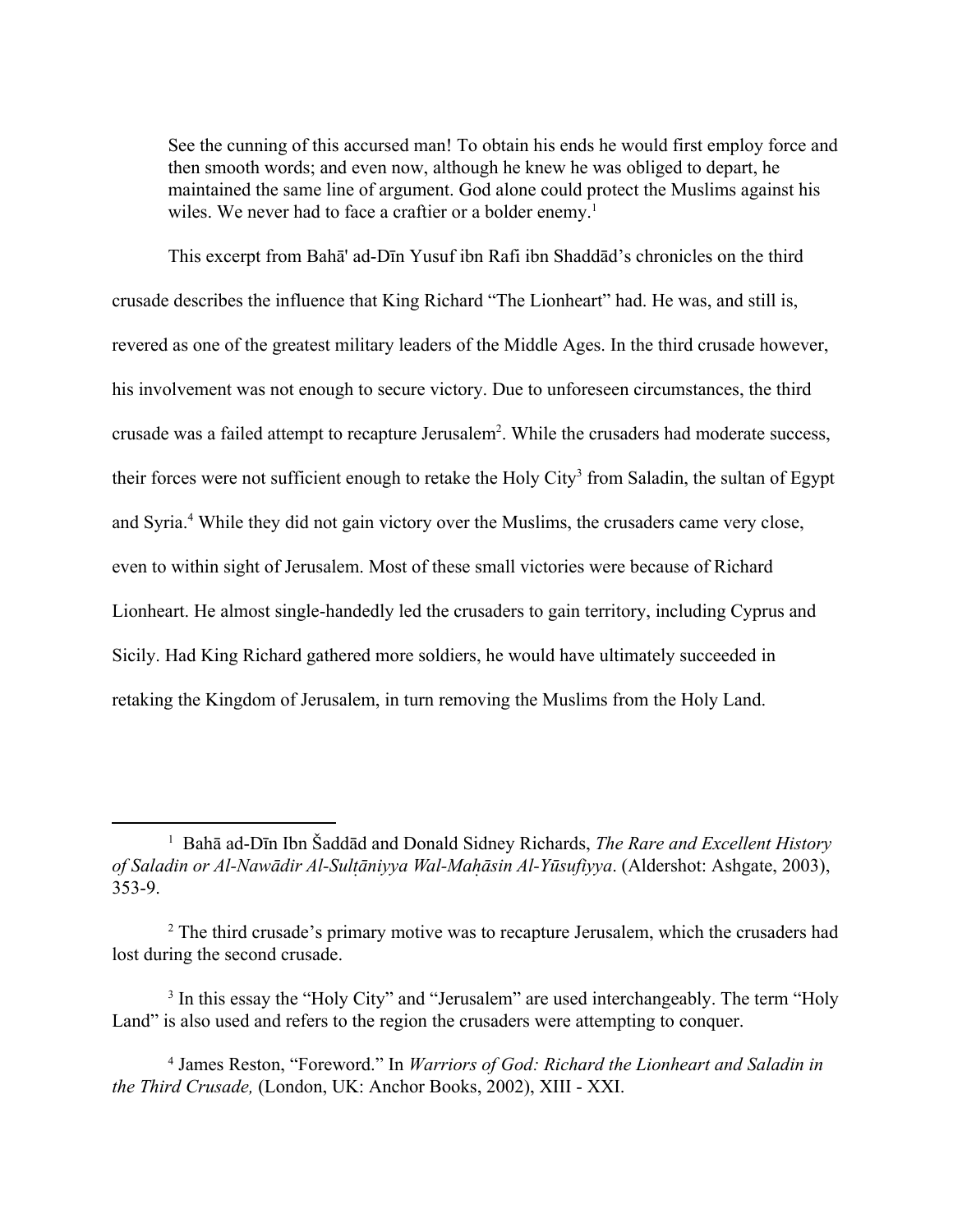> See the cunning of this accursed man! To obtain his ends he would first employ force and then smooth words; and even now, although he knew he was obliged to depart, he maintained the same line of argument. God alone could protect the Muslims against his wiles. We never had to face a craftier or a bolder enemy.[1]

This excerpt from Bahā' ad-Dīn Yusuf ibn Rafi ibn Shaddād's chronicles on the third crusade describes the influence that King Richard "The Lionheart" had. He was, and still is, revered as one of the greatest military leaders of the Middle Ages. In the third crusade however, his involvement was not enough to secure victory. Due to unforeseen circumstances, the third crusade was a failed attempt to recapture Jerusalem[2]. While the crusaders had moderate success, their forces were not sufficient enough to retake the Holy City[3] from Saladin, the sultan of Egypt and Syria.[4] While they did not gain victory over the Muslims, the crusaders came very close, even to within sight of Jerusalem. Most of these small victories were because of Richard Lionheart. He almost single-handedly led the crusaders to gain territory, including Cyprus and Sicily. Had King Richard gathered more soldiers, he would have ultimately succeeded in retaking the Kingdom of Jerusalem, in turn removing the Muslims from the Holy Land.

---

[1] Bahā ad-Dīn Ibn Šaddād and Donald Sidney Richards, *The Rare and Excellent History of Saladin or Al-Nawādir Al-Sulṭāniyya Wal-Maḥāsin Al-Yūsufiyya*. (Aldershot: Ashgate, 2003), 353-9.

[2] The third crusade's primary motive was to recapture Jerusalem, which the crusaders had lost during the second crusade.

[3] In this essay the "Holy City" and "Jerusalem" are used interchangeably. The term "Holy Land" is also used and refers to the region the crusaders were attempting to conquer.

[4] James Reston, "Foreword." In *Warriors of God: Richard the Lionheart and Saladin in the Third Crusade,* (London, UK: Anchor Books, 2002), XIII - XXI.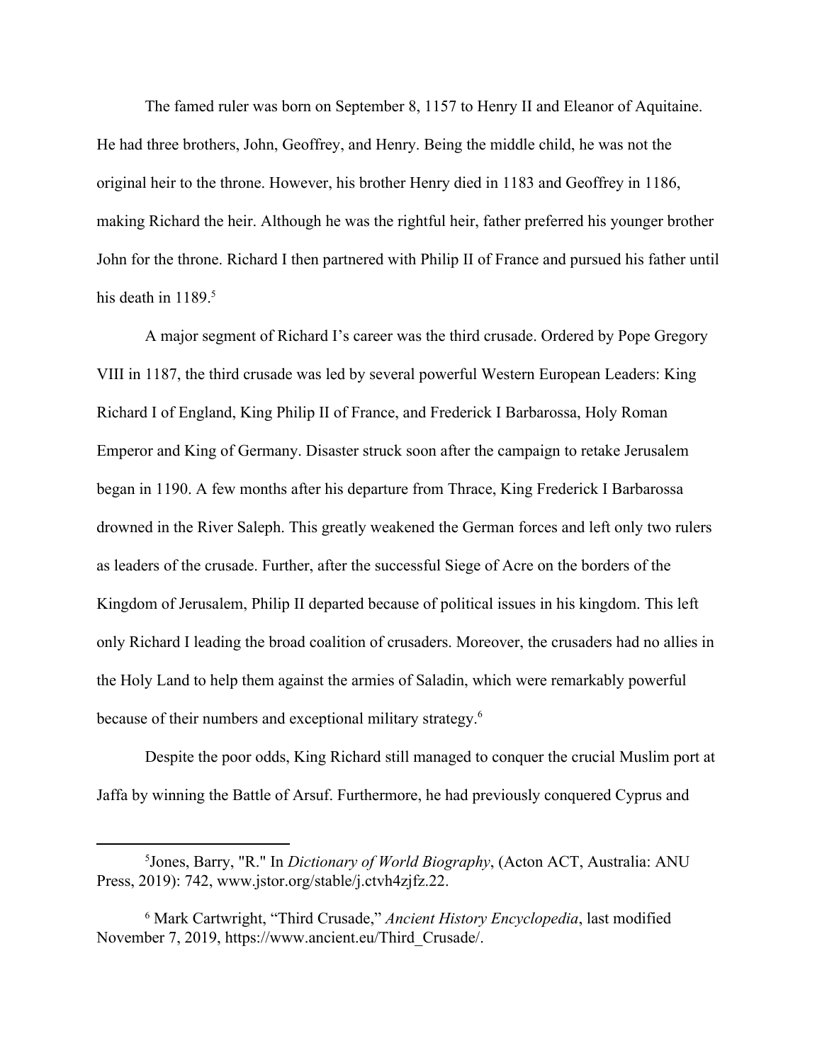The famed ruler was born on September 8, 1157 to Henry II and Eleanor of Aquitaine. He had three brothers, John, Geoffrey, and Henry. Being the middle child, he was not the original heir to the throne. However, his brother Henry died in 1183 and Geoffrey in 1186, making Richard the heir. Although he was the rightful heir, father preferred his younger brother John for the throne. Richard I then partnered with Philip II of France and pursued his father until his death in 1189.[5]

A major segment of Richard I's career was the third crusade. Ordered by Pope Gregory VIII in 1187, the third crusade was led by several powerful Western European Leaders: King Richard I of England, King Philip II of France, and Frederick I Barbarossa, Holy Roman Emperor and King of Germany. Disaster struck soon after the campaign to retake Jerusalem began in 1190. A few months after his departure from Thrace, King Frederick I Barbarossa drowned in the River Saleph. This greatly weakened the German forces and left only two rulers as leaders of the crusade. Further, after the successful Siege of Acre on the borders of the Kingdom of Jerusalem, Philip II departed because of political issues in his kingdom. This left only Richard I leading the broad coalition of crusaders. Moreover, the crusaders had no allies in the Holy Land to help them against the armies of Saladin, which were remarkably powerful because of their numbers and exceptional military strategy.[6]

Despite the poor odds, King Richard still managed to conquer the crucial Muslim port at Jaffa by winning the Battle of Arsuf. Furthermore, he had previously conquered Cyprus and

---

[5] Jones, Barry, "R." In *Dictionary of World Biography*, (Acton ACT, Australia: ANU Press, 2019): 742, www.jstor.org/stable/j.ctvh4zjfz.22.

[6] Mark Cartwright, "Third Crusade," *Ancient History Encyclopedia*, last modified November 7, 2019, https://www.ancient.eu/Third_Crusade/.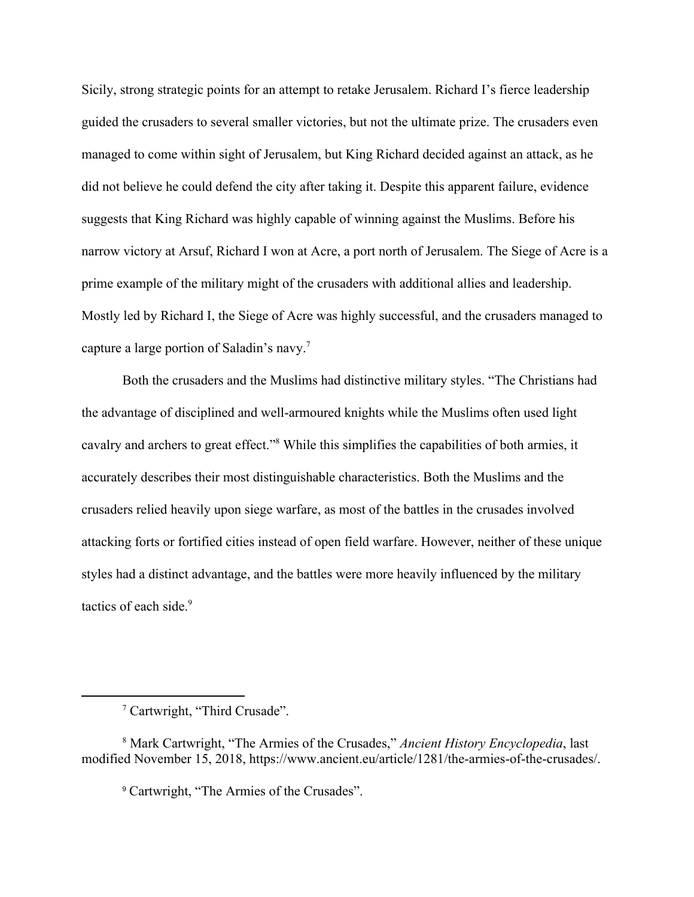Sicily, strong strategic points for an attempt to retake Jerusalem. Richard I's fierce leadership guided the crusaders to several smaller victories, but not the ultimate prize. The crusaders even managed to come within sight of Jerusalem, but King Richard decided against an attack, as he did not believe he could defend the city after taking it. Despite this apparent failure, evidence suggests that King Richard was highly capable of winning against the Muslims. Before his narrow victory at Arsuf, Richard I won at Acre, a port north of Jerusalem. The Siege of Acre is a prime example of the military might of the crusaders with additional allies and leadership. Mostly led by Richard I, the Siege of Acre was highly successful, and the crusaders managed to capture a large portion of Saladin's navy.[7]

Both the crusaders and the Muslims had distinctive military styles. "The Christians had the advantage of disciplined and well-armoured knights while the Muslims often used light cavalry and archers to great effect."[8] While this simplifies the capabilities of both armies, it accurately describes their most distinguishable characteristics. Both the Muslims and the crusaders relied heavily upon siege warfare, as most of the battles in the crusades involved attacking forts or fortified cities instead of open field warfare. However, neither of these unique styles had a distinct advantage, and the battles were more heavily influenced by the military tactics of each side.[9]

---

[7] Cartwright, "Third Crusade".

[8] Mark Cartwright, "The Armies of the Crusades," *Ancient History Encyclopedia*, last modified November 15, 2018, https://www.ancient.eu/article/1281/the-armies-of-the-crusades/.

[9] Cartwright, "The Armies of the Crusades".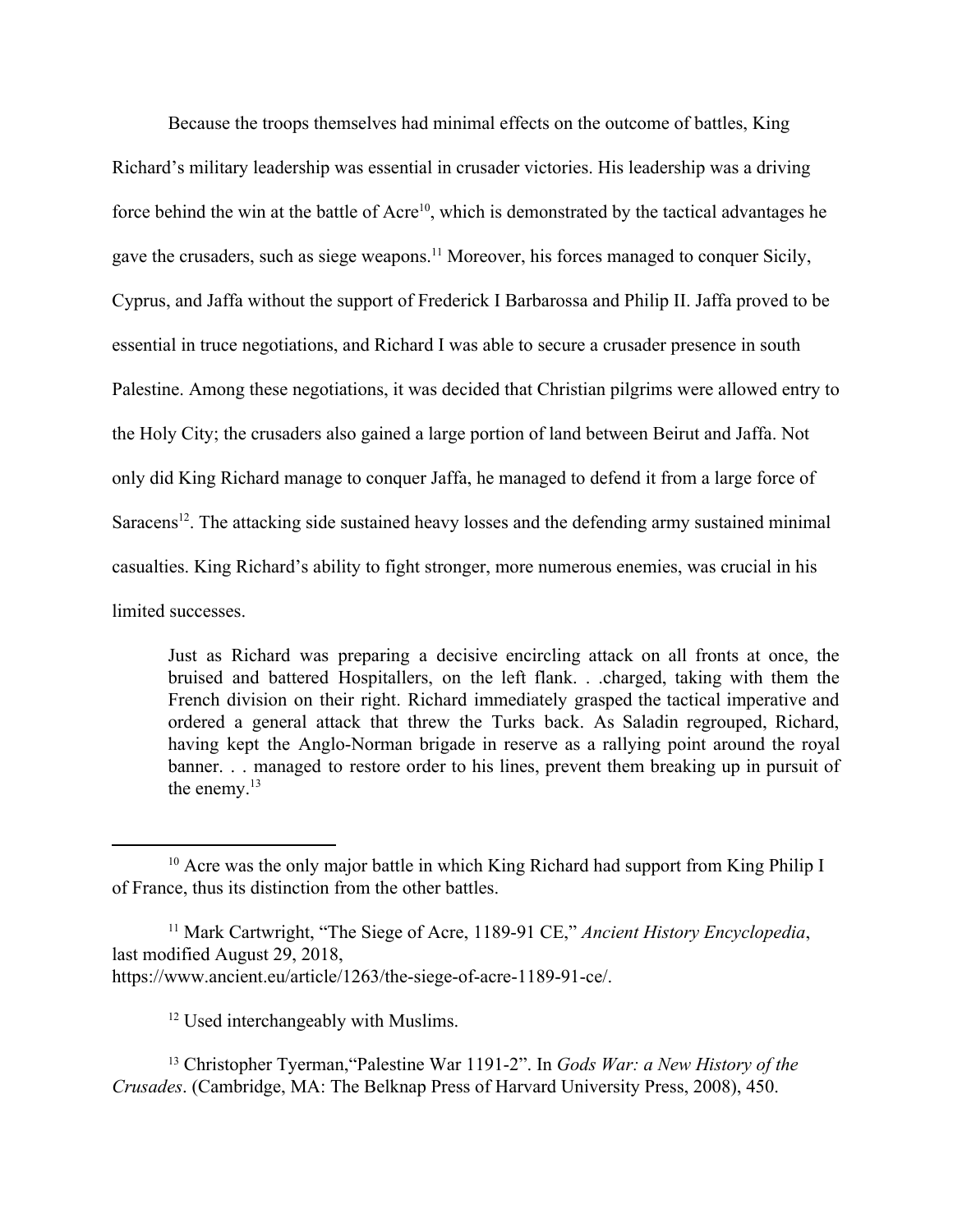Because the troops themselves had minimal effects on the outcome of battles, King Richard's military leadership was essential in crusader victories. His leadership was a driving force behind the win at the battle of Acre[10], which is demonstrated by the tactical advantages he gave the crusaders, such as siege weapons.[11] Moreover, his forces managed to conquer Sicily, Cyprus, and Jaffa without the support of Frederick I Barbarossa and Philip II. Jaffa proved to be essential in truce negotiations, and Richard I was able to secure a crusader presence in south Palestine. Among these negotiations, it was decided that Christian pilgrims were allowed entry to the Holy City; the crusaders also gained a large portion of land between Beirut and Jaffa. Not only did King Richard manage to conquer Jaffa, he managed to defend it from a large force of Saracens[12]. The attacking side sustained heavy losses and the defending army sustained minimal casualties. King Richard's ability to fight stronger, more numerous enemies, was crucial in his limited successes.

> Just as Richard was preparing a decisive encircling attack on all fronts at once, the bruised and battered Hospitallers, on the left flank. . .charged, taking with them the French division on their right. Richard immediately grasped the tactical imperative and ordered a general attack that threw the Turks back. As Saladin regrouped, Richard, having kept the Anglo-Norman brigade in reserve as a rallying point around the royal banner. . . managed to restore order to his lines, prevent them breaking up in pursuit of the enemy.[13]

---

[10] Acre was the only major battle in which King Richard had support from King Philip I of France, thus its distinction from the other battles.

[11] Mark Cartwright, "The Siege of Acre, 1189-91 CE," *Ancient History Encyclopedia*, last modified August 29, 2018, https://www.ancient.eu/article/1263/the-siege-of-acre-1189-91-ce/.

[12] Used interchangeably with Muslims.

[13] Christopher Tyerman,"Palestine War 1191-2". In *Gods War: a New History of the Crusades*. (Cambridge, MA: The Belknap Press of Harvard University Press, 2008), 450.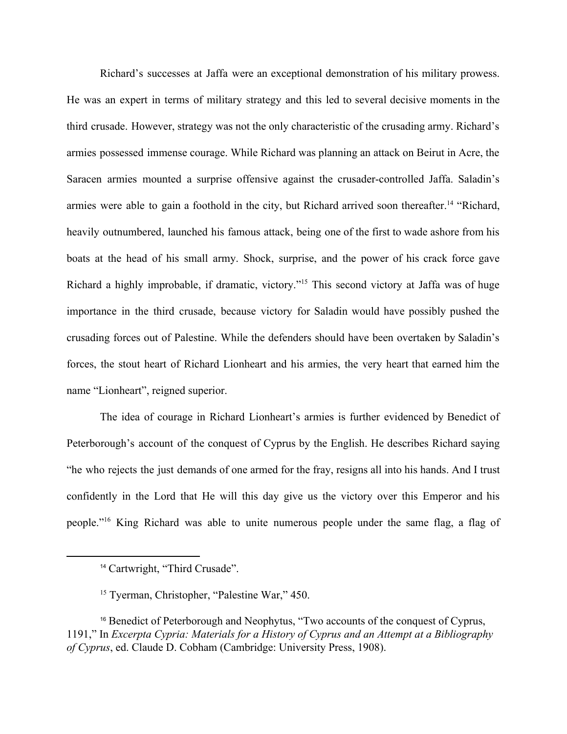Richard's successes at Jaffa were an exceptional demonstration of his military prowess. He was an expert in terms of military strategy and this led to several decisive moments in the third crusade. However, strategy was not the only characteristic of the crusading army. Richard's armies possessed immense courage. While Richard was planning an attack on Beirut in Acre, the Saracen armies mounted a surprise offensive against the crusader-controlled Jaffa. Saladin's armies were able to gain a foothold in the city, but Richard arrived soon thereafter.[14] "Richard, heavily outnumbered, launched his famous attack, being one of the first to wade ashore from his boats at the head of his small army. Shock, surprise, and the power of his crack force gave Richard a highly improbable, if dramatic, victory."[15] This second victory at Jaffa was of huge importance in the third crusade, because victory for Saladin would have possibly pushed the crusading forces out of Palestine. While the defenders should have been overtaken by Saladin's forces, the stout heart of Richard Lionheart and his armies, the very heart that earned him the name "Lionheart", reigned superior.

The idea of courage in Richard Lionheart's armies is further evidenced by Benedict of Peterborough's account of the conquest of Cyprus by the English. He describes Richard saying "he who rejects the just demands of one armed for the fray, resigns all into his hands. And I trust confidently in the Lord that He will this day give us the victory over this Emperor and his people."[16] King Richard was able to unite numerous people under the same flag, a flag of

---

[14] Cartwright, "Third Crusade".

[15] Tyerman, Christopher, "Palestine War," 450.

[16] Benedict of Peterborough and Neophytus, "Two accounts of the conquest of Cyprus, 1191," In *Excerpta Cypria: Materials for a History of Cyprus and an Attempt at a Bibliography of Cyprus*, ed. Claude D. Cobham (Cambridge: University Press, 1908).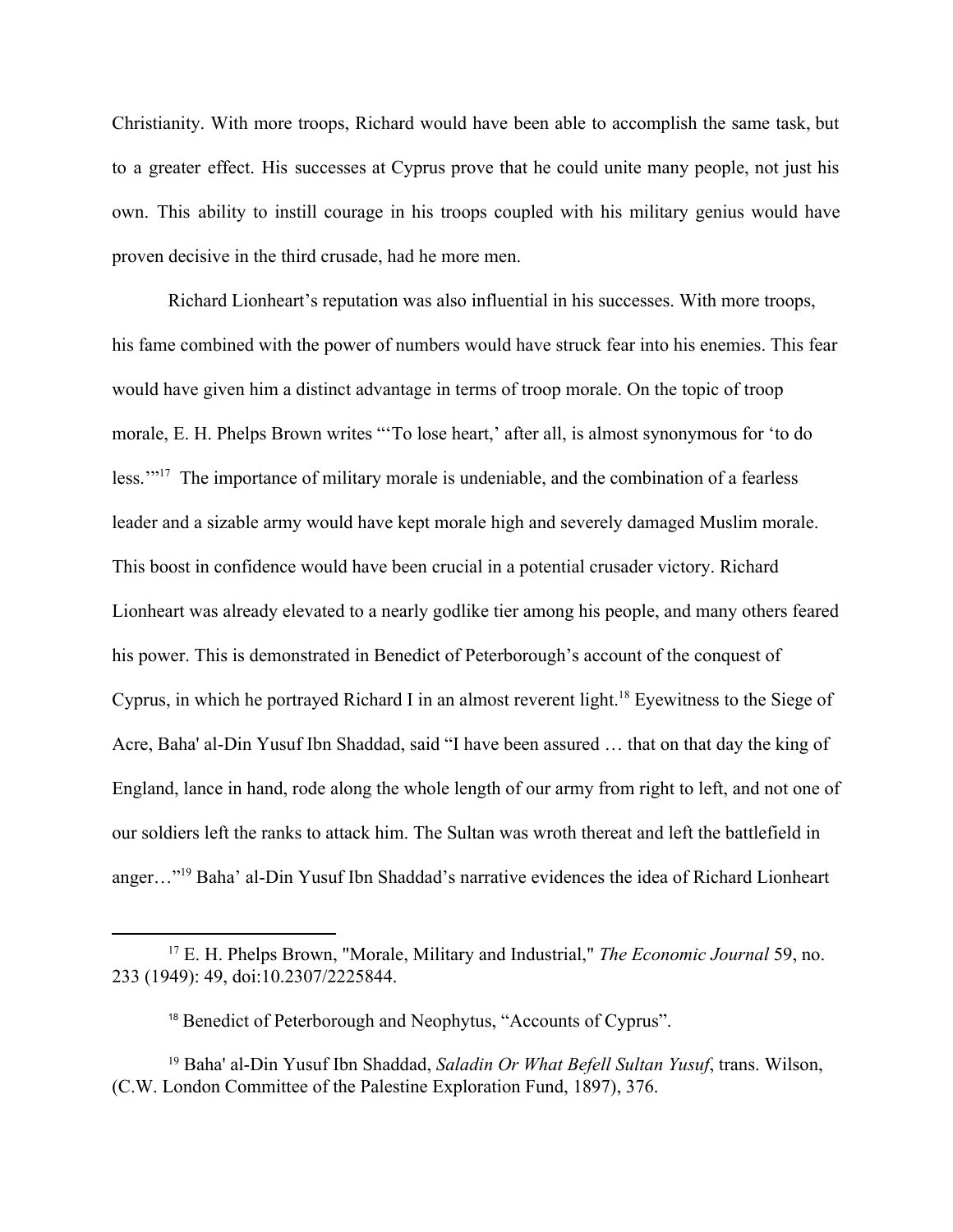Christianity. With more troops, Richard would have been able to accomplish the same task, but to a greater effect. His successes at Cyprus prove that he could unite many people, not just his own. This ability to instill courage in his troops coupled with his military genius would have proven decisive in the third crusade, had he more men.

Richard Lionheart's reputation was also influential in his successes. With more troops, his fame combined with the power of numbers would have struck fear into his enemies. This fear would have given him a distinct advantage in terms of troop morale. On the topic of troop morale, E. H. Phelps Brown writes "'To lose heart,' after all, is almost synonymous for 'to do less.'"[17] The importance of military morale is undeniable, and the combination of a fearless leader and a sizable army would have kept morale high and severely damaged Muslim morale. This boost in confidence would have been crucial in a potential crusader victory. Richard Lionheart was already elevated to a nearly godlike tier among his people, and many others feared his power. This is demonstrated in Benedict of Peterborough's account of the conquest of Cyprus, in which he portrayed Richard I in an almost reverent light.[18] Eyewitness to the Siege of Acre, Baha' al-Din Yusuf Ibn Shaddad, said "I have been assured … that on that day the king of England, lance in hand, rode along the whole length of our army from right to left, and not one of our soldiers left the ranks to attack him. The Sultan was wroth thereat and left the battlefield in anger…"[19] Baha' al-Din Yusuf Ibn Shaddad's narrative evidences the idea of Richard Lionheart

---

[17] E. H. Phelps Brown, "Morale, Military and Industrial," *The Economic Journal* 59, no. 233 (1949): 49, doi:10.2307/2225844.

[18] Benedict of Peterborough and Neophytus, "Accounts of Cyprus".

[19] Baha' al-Din Yusuf Ibn Shaddad, *Saladin Or What Befell Sultan Yusuf*, trans. Wilson, (C.W. London Committee of the Palestine Exploration Fund, 1897), 376.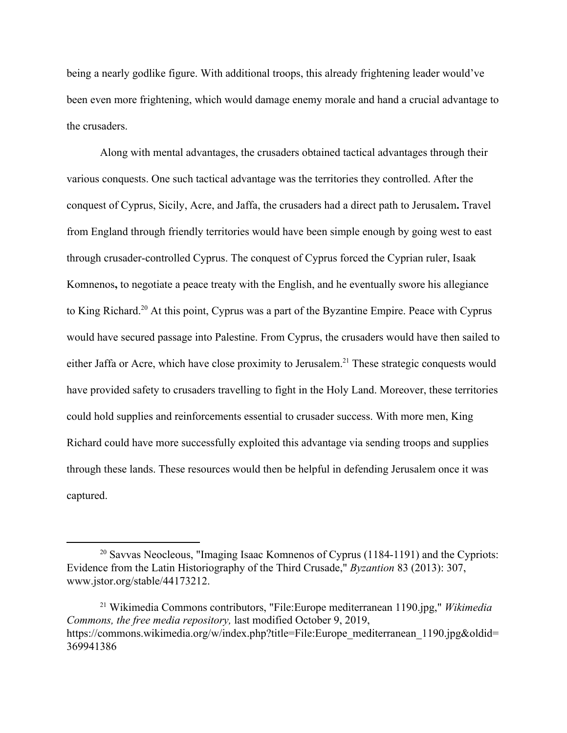being a nearly godlike figure. With additional troops, this already frightening leader would've been even more frightening, which would damage enemy morale and hand a crucial advantage to the crusaders.

Along with mental advantages, the crusaders obtained tactical advantages through their various conquests. One such tactical advantage was the territories they controlled. After the conquest of Cyprus, Sicily, Acre, and Jaffa, the crusaders had a direct path to Jerusalem**.** Travel from England through friendly territories would have been simple enough by going west to east through crusader-controlled Cyprus. The conquest of Cyprus forced the Cyprian ruler, Isaak Komnenos**,** to negotiate a peace treaty with the English, and he eventually swore his allegiance to King Richard.[20] At this point, Cyprus was a part of the Byzantine Empire. Peace with Cyprus would have secured passage into Palestine. From Cyprus, the crusaders would have then sailed to either Jaffa or Acre, which have close proximity to Jerusalem.[21] These strategic conquests would have provided safety to crusaders travelling to fight in the Holy Land. Moreover, these territories could hold supplies and reinforcements essential to crusader success. With more men, King Richard could have more successfully exploited this advantage via sending troops and supplies through these lands. These resources would then be helpful in defending Jerusalem once it was captured.

---

[20] Savvas Neocleous, "Imaging Isaac Komnenos of Cyprus (1184-1191) and the Cypriots: Evidence from the Latin Historiography of the Third Crusade," *Byzantion* 83 (2013): 307, www.jstor.org/stable/44173212.

[21] Wikimedia Commons contributors, "File:Europe mediterranean 1190.jpg," *Wikimedia Commons, the free media repository,* last modified October 9, 2019, https://commons.wikimedia.org/w/index.php?title=File:Europe_mediterranean_1190.jpg&oldid=369941386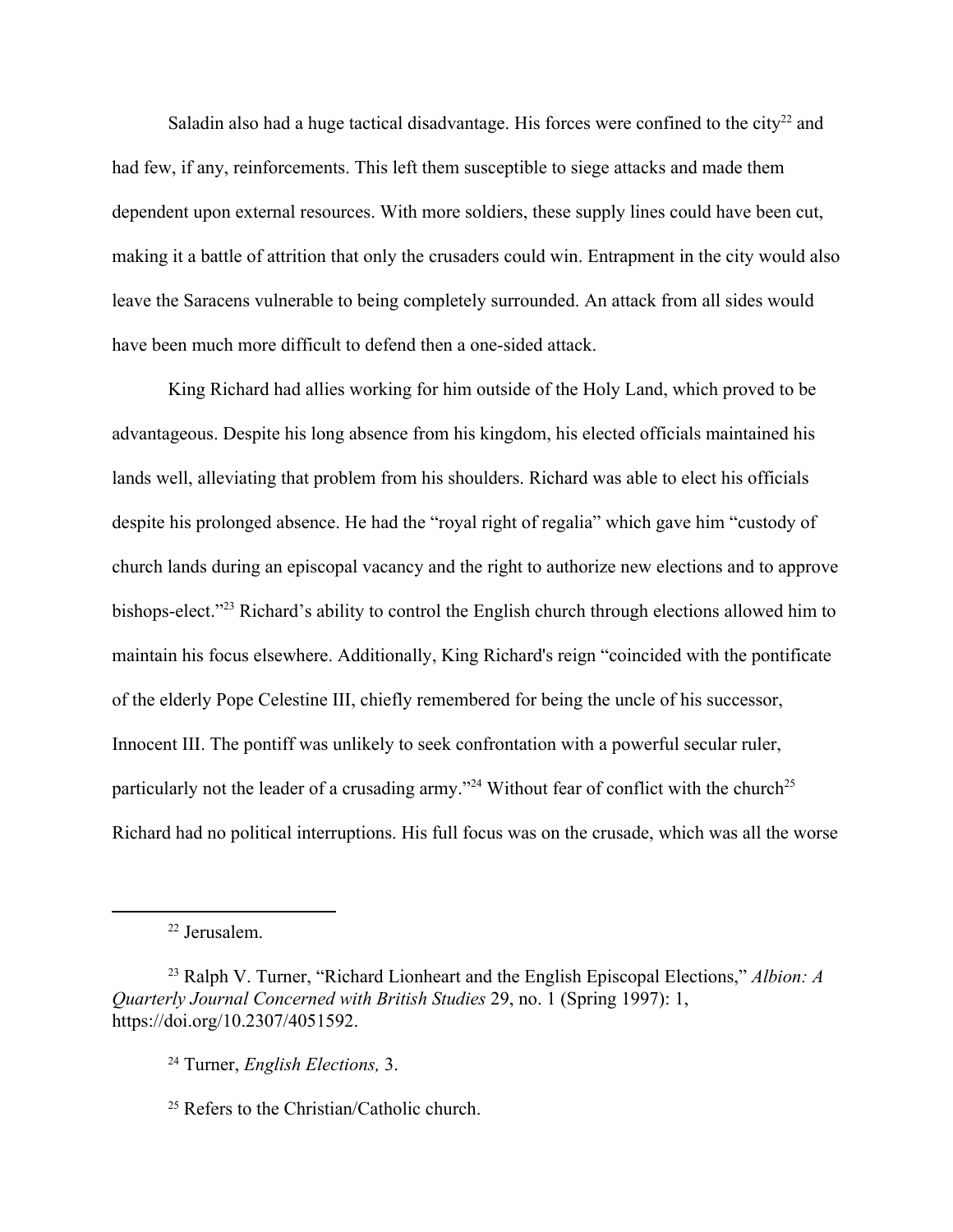Saladin also had a huge tactical disadvantage. His forces were confined to the city[22] and had few, if any, reinforcements. This left them susceptible to siege attacks and made them dependent upon external resources. With more soldiers, these supply lines could have been cut, making it a battle of attrition that only the crusaders could win. Entrapment in the city would also leave the Saracens vulnerable to being completely surrounded. An attack from all sides would have been much more difficult to defend then a one-sided attack.

King Richard had allies working for him outside of the Holy Land, which proved to be advantageous. Despite his long absence from his kingdom, his elected officials maintained his lands well, alleviating that problem from his shoulders. Richard was able to elect his officials despite his prolonged absence. He had the "royal right of regalia" which gave him "custody of church lands during an episcopal vacancy and the right to authorize new elections and to approve bishops-elect."[23] Richard's ability to control the English church through elections allowed him to maintain his focus elsewhere. Additionally, King Richard's reign "coincided with the pontificate of the elderly Pope Celestine III, chiefly remembered for being the uncle of his successor, Innocent III. The pontiff was unlikely to seek confrontation with a powerful secular ruler, particularly not the leader of a crusading army."[24] Without fear of conflict with the church[25] Richard had no political interruptions. His full focus was on the crusade, which was all the worse

---

[22] Jerusalem.

[23] Ralph V. Turner, "Richard Lionheart and the English Episcopal Elections," *Albion: A Quarterly Journal Concerned with British Studies* 29, no. 1 (Spring 1997): 1, https://doi.org/10.2307/4051592.

[24] Turner, *English Elections,* 3.

[25] Refers to the Christian/Catholic church.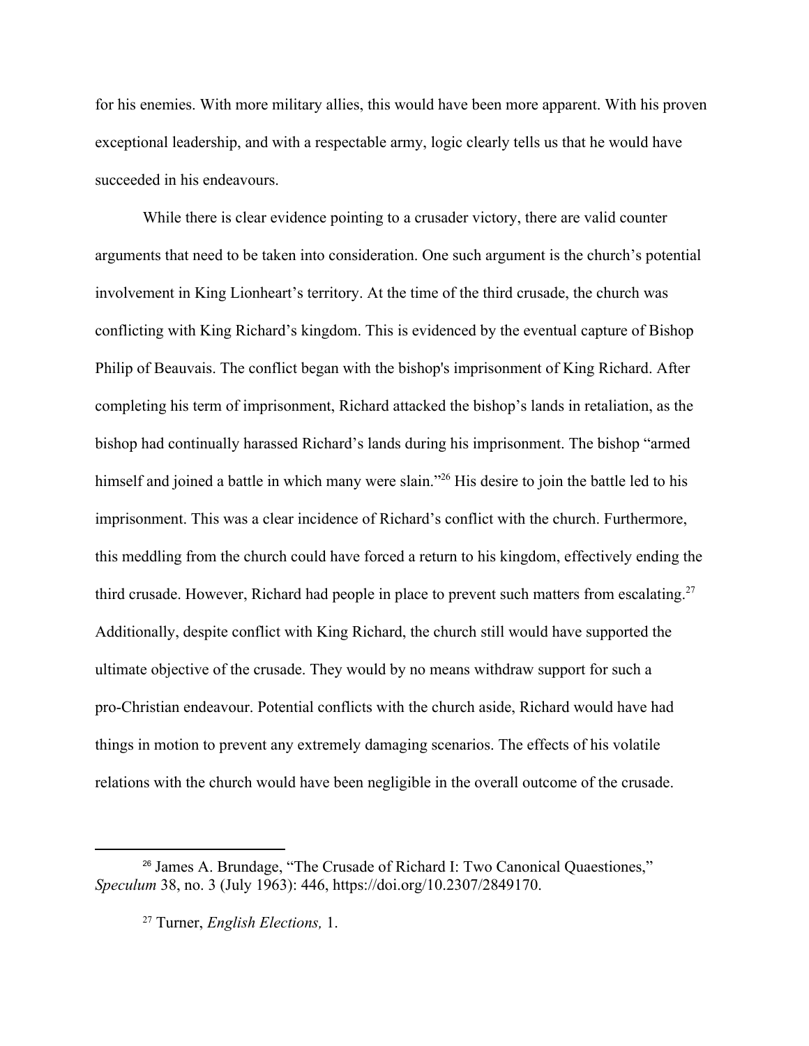for his enemies. With more military allies, this would have been more apparent. With his proven exceptional leadership, and with a respectable army, logic clearly tells us that he would have succeeded in his endeavours.

While there is clear evidence pointing to a crusader victory, there are valid counter arguments that need to be taken into consideration. One such argument is the church's potential involvement in King Lionheart's territory. At the time of the third crusade, the church was conflicting with King Richard's kingdom. This is evidenced by the eventual capture of Bishop Philip of Beauvais. The conflict began with the bishop's imprisonment of King Richard. After completing his term of imprisonment, Richard attacked the bishop's lands in retaliation, as the bishop had continually harassed Richard's lands during his imprisonment. The bishop "armed himself and joined a battle in which many were slain."[26] His desire to join the battle led to his imprisonment. This was a clear incidence of Richard's conflict with the church. Furthermore, this meddling from the church could have forced a return to his kingdom, effectively ending the third crusade. However, Richard had people in place to prevent such matters from escalating.[27] Additionally, despite conflict with King Richard, the church still would have supported the ultimate objective of the crusade. They would by no means withdraw support for such a pro-Christian endeavour. Potential conflicts with the church aside, Richard would have had things in motion to prevent any extremely damaging scenarios. The effects of his volatile relations with the church would have been negligible in the overall outcome of the crusade.

---

[26] James A. Brundage, "The Crusade of Richard I: Two Canonical Quaestiones," *Speculum* 38, no. 3 (July 1963): 446, https://doi.org/10.2307/2849170.

[27] Turner, *English Elections,* 1.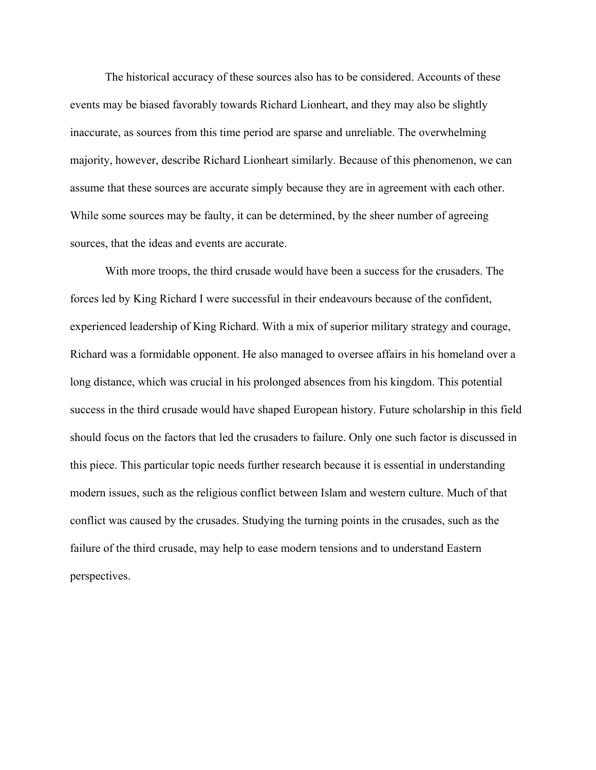The historical accuracy of these sources also has to be considered. Accounts of these events may be biased favorably towards Richard Lionheart, and they may also be slightly inaccurate, as sources from this time period are sparse and unreliable. The overwhelming majority, however, describe Richard Lionheart similarly. Because of this phenomenon, we can assume that these sources are accurate simply because they are in agreement with each other. While some sources may be faulty, it can be determined, by the sheer number of agreeing sources, that the ideas and events are accurate.

With more troops, the third crusade would have been a success for the crusaders. The forces led by King Richard I were successful in their endeavours because of the confident, experienced leadership of King Richard. With a mix of superior military strategy and courage, Richard was a formidable opponent. He also managed to oversee affairs in his homeland over a long distance, which was crucial in his prolonged absences from his kingdom. This potential success in the third crusade would have shaped European history. Future scholarship in this field should focus on the factors that led the crusaders to failure. Only one such factor is discussed in this piece. This particular topic needs further research because it is essential in understanding modern issues, such as the religious conflict between Islam and western culture. Much of that conflict was caused by the crusades. Studying the turning points in the crusades, such as the failure of the third crusade, may help to ease modern tensions and to understand Eastern perspectives.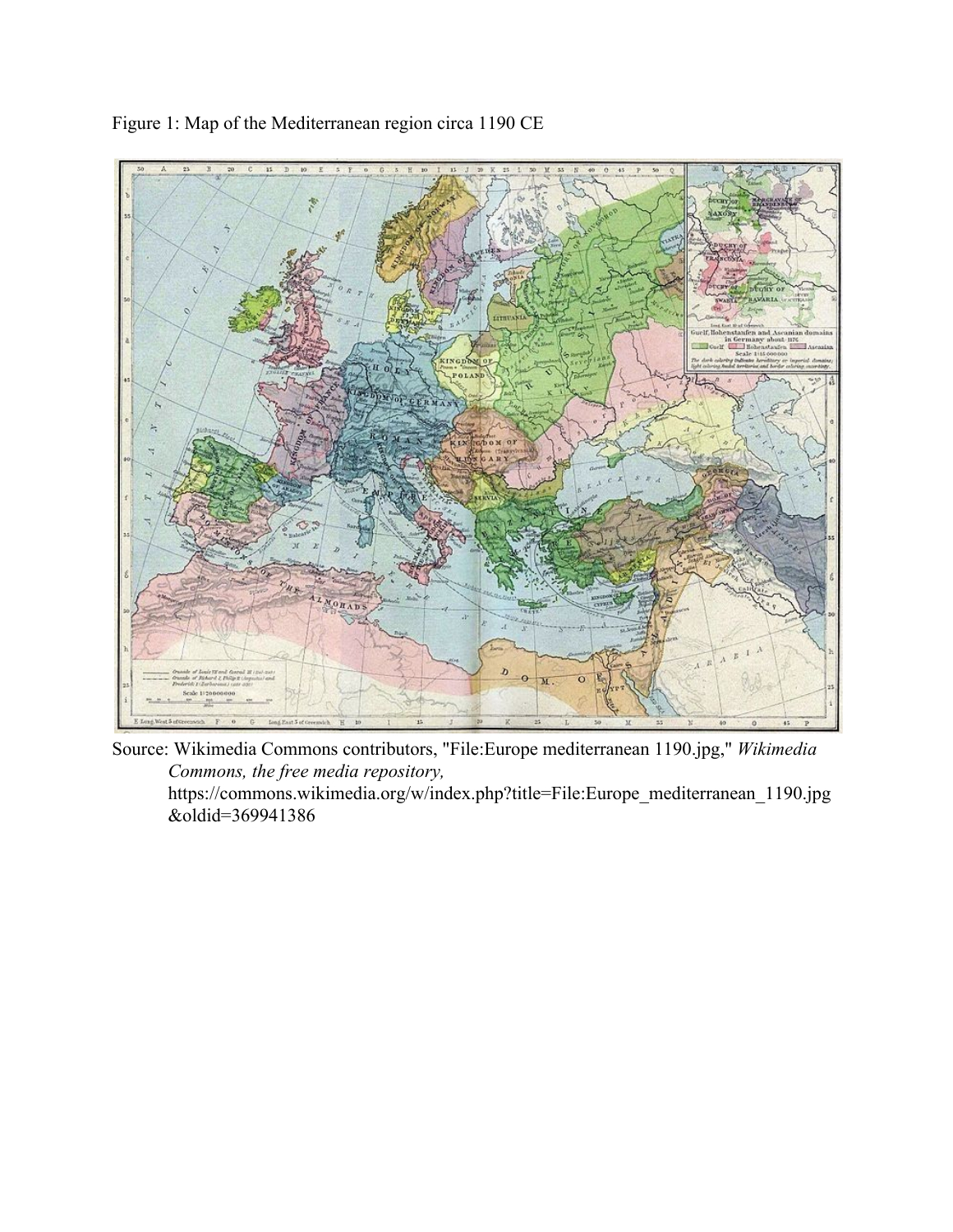Figure 1: Map of the Mediterranean region circa 1190 CE

Source: Wikimedia Commons contributors, "File:Europe mediterranean 1190.jpg," *Wikimedia Commons, the free media repository,* https://commons.wikimedia.org/w/index.php?title=File:Europe_mediterranean_1190.jpg&oldid=369941386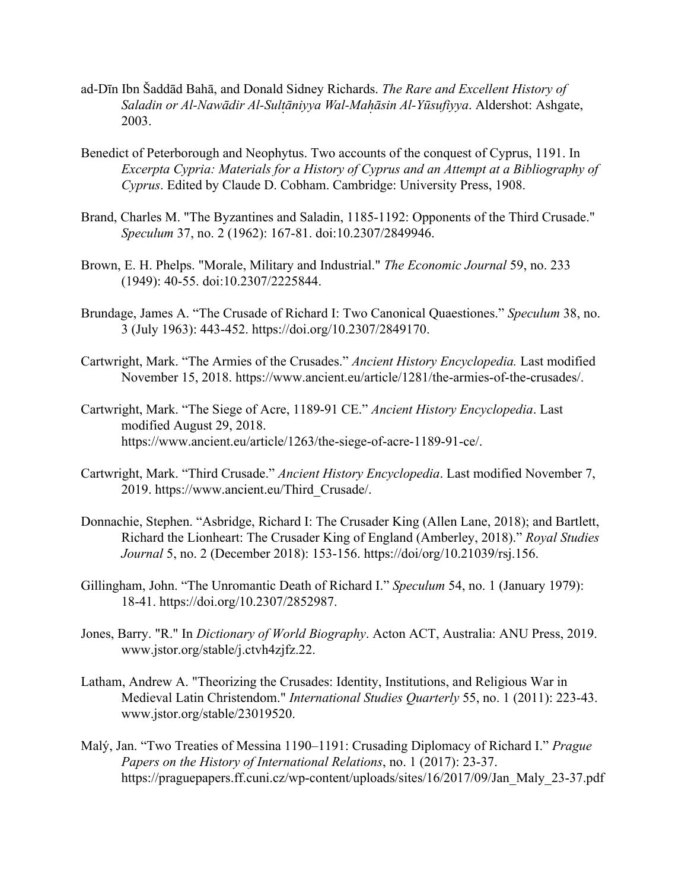ad-Dīn Ibn Šaddād Bahā, and Donald Sidney Richards. *The Rare and Excellent History of Saladin or Al-Nawādir Al-Sulṭāniyya Wal-Maḥāsin Al-Yūsufiyya*. Aldershot: Ashgate, 2003.

Benedict of Peterborough and Neophytus. Two accounts of the conquest of Cyprus, 1191. In *Excerpta Cypria: Materials for a History of Cyprus and an Attempt at a Bibliography of Cyprus*. Edited by Claude D. Cobham. Cambridge: University Press, 1908.

Brand, Charles M. "The Byzantines and Saladin, 1185-1192: Opponents of the Third Crusade." *Speculum* 37, no. 2 (1962): 167-81. doi:10.2307/2849946.

Brown, E. H. Phelps. "Morale, Military and Industrial." *The Economic Journal* 59, no. 233 (1949): 40-55. doi:10.2307/2225844.

Brundage, James A. "The Crusade of Richard I: Two Canonical Quaestiones." *Speculum* 38, no. 3 (July 1963): 443-452. https://doi.org/10.2307/2849170.

Cartwright, Mark. "The Armies of the Crusades." *Ancient History Encyclopedia.* Last modified November 15, 2018. https://www.ancient.eu/article/1281/the-armies-of-the-crusades/.

Cartwright, Mark. "The Siege of Acre, 1189-91 CE." *Ancient History Encyclopedia*. Last modified August 29, 2018. https://www.ancient.eu/article/1263/the-siege-of-acre-1189-91-ce/.

Cartwright, Mark. "Third Crusade." *Ancient History Encyclopedia*. Last modified November 7, 2019. https://www.ancient.eu/Third_Crusade/.

Donnachie, Stephen. "Asbridge, Richard I: The Crusader King (Allen Lane, 2018); and Bartlett, Richard the Lionheart: The Crusader King of England (Amberley, 2018)." *Royal Studies Journal* 5, no. 2 (December 2018): 153-156. https://doi/org/10.21039/rsj.156.

Gillingham, John. "The Unromantic Death of Richard I." *Speculum* 54, no. 1 (January 1979): 18-41. https://doi.org/10.2307/2852987.

Jones, Barry. "R." In *Dictionary of World Biography*. Acton ACT, Australia: ANU Press, 2019. www.jstor.org/stable/j.ctvh4zjfz.22.

Latham, Andrew A. "Theorizing the Crusades: Identity, Institutions, and Religious War in Medieval Latin Christendom." *International Studies Quarterly* 55, no. 1 (2011): 223-43. www.jstor.org/stable/23019520.

Malý, Jan. "Two Treaties of Messina 1190–1191: Crusading Diplomacy of Richard I." *Prague Papers on the History of International Relations*, no. 1 (2017): 23-37. https://praguepapers.ff.cuni.cz/wp-content/uploads/sites/16/2017/09/Jan_Maly_23-37.pdf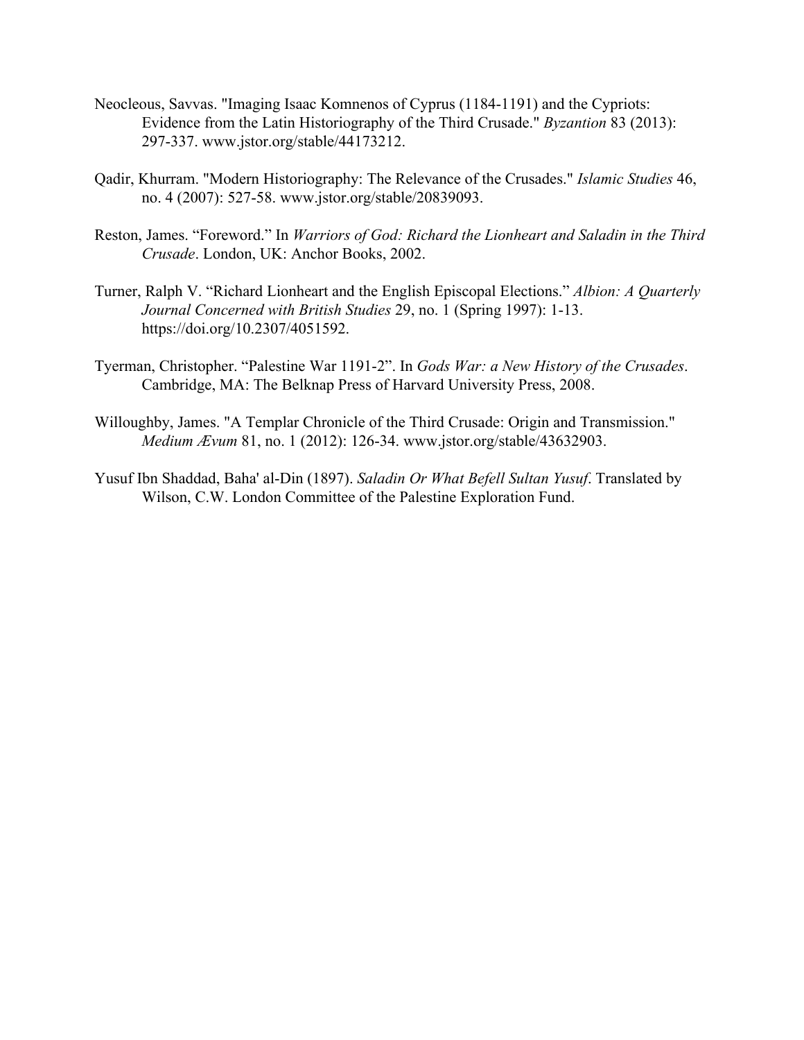Neocleous, Savvas. "Imaging Isaac Komnenos of Cyprus (1184-1191) and the Cypriots: Evidence from the Latin Historiography of the Third Crusade." *Byzantion* 83 (2013): 297-337. www.jstor.org/stable/44173212.

Qadir, Khurram. "Modern Historiography: The Relevance of the Crusades." *Islamic Studies* 46, no. 4 (2007): 527-58. www.jstor.org/stable/20839093.

Reston, James. "Foreword." In *Warriors of God: Richard the Lionheart and Saladin in the Third Crusade*. London, UK: Anchor Books, 2002.

Turner, Ralph V. "Richard Lionheart and the English Episcopal Elections." *Albion: A Quarterly Journal Concerned with British Studies* 29, no. 1 (Spring 1997): 1-13. https://doi.org/10.2307/4051592.

Tyerman, Christopher. "Palestine War 1191-2". In *Gods War: a New History of the Crusades*. Cambridge, MA: The Belknap Press of Harvard University Press, 2008.

Willoughby, James. "A Templar Chronicle of the Third Crusade: Origin and Transmission." *Medium Ævum* 81, no. 1 (2012): 126-34. www.jstor.org/stable/43632903.

Yusuf Ibn Shaddad, Baha' al-Din (1897). *Saladin Or What Befell Sultan Yusuf*. Translated by Wilson, C.W. London Committee of the Palestine Exploration Fund.